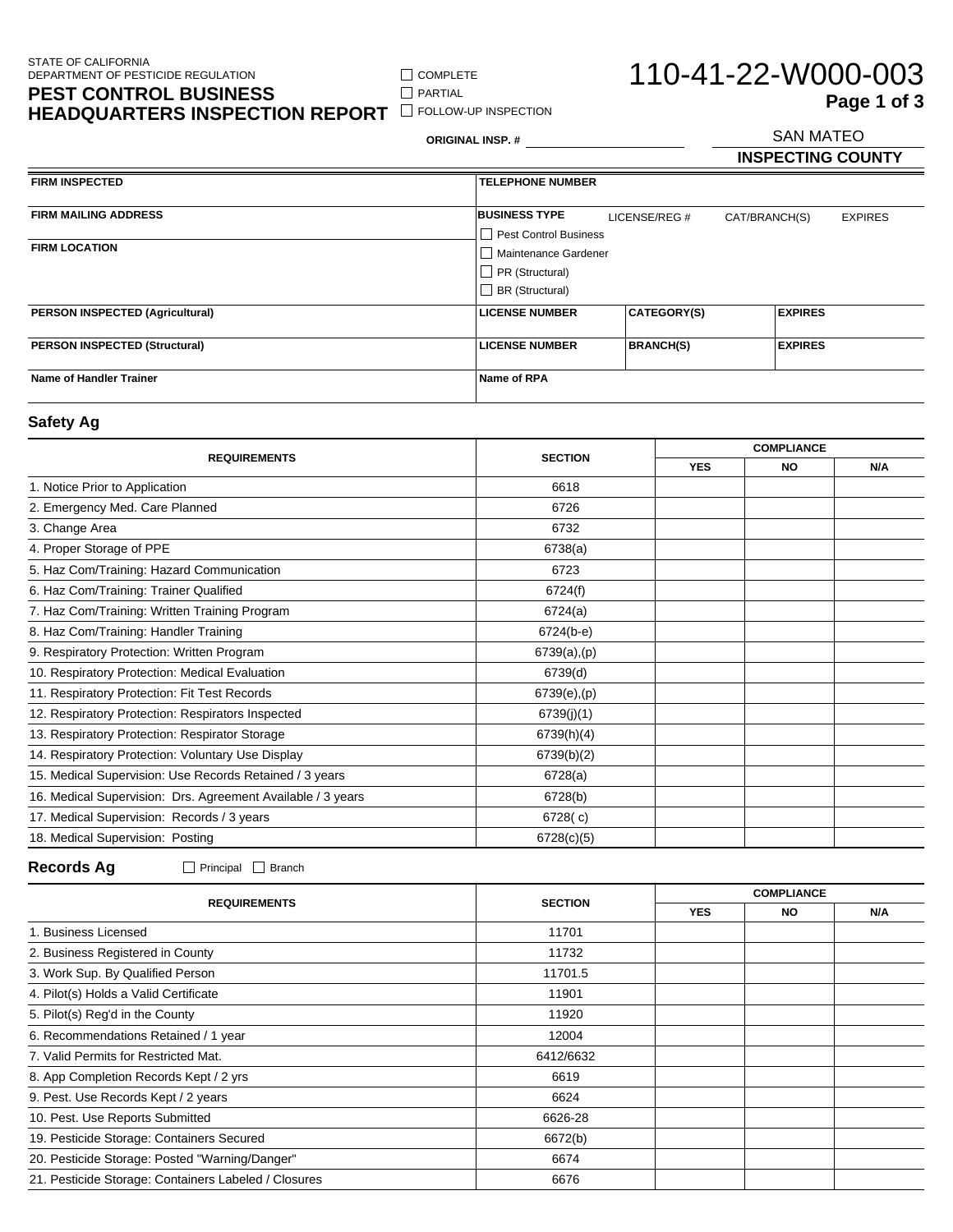STATE OF CALIFORNIA
DEPARTMENT OF PESTICIDE REGULATION

# PEST CONTROL BUSINESS HEADQUARTERS INSPECTION REPORT

☐ COMPLETE
☐ PARTIAL
☐ FOLLOW-UP INSPECTION

110-41-22-W000-003

ORIGINAL INSP. # ____________________

SAN MATEO
**INSPECTING COUNTY**

| FIRM INSPECTED | TELEPHONE NUMBER | | |
|---|---|---|---|
| **FIRM MAILING ADDRESS** | **BUSINESS TYPE** LICENSE/REG # CAT/BRANCH(S) EXPIRES | | |
| **FIRM LOCATION** | ☐ Pest Control Business<br>☐ Maintenance Gardener<br>☐ PR (Structural)<br>☐ BR (Structural) | | |
| **PERSON INSPECTED (Agricultural)** | **LICENSE NUMBER** | **CATEGORY(S)** | **EXPIRES** |
| **PERSON INSPECTED (Structural)** | **LICENSE NUMBER** | **BRANCH(S)** | **EXPIRES** |
| **Name of Handler Trainer** | **Name of RPA** | | |

## Safety Ag

| REQUIREMENTS | SECTION | COMPLIANCE | | |
|---|---|---|---|---|
| | | YES | NO | N/A |
| 1. Notice Prior to Application | 6618 | | | |
| 2. Emergency Med. Care Planned | 6726 | | | |
| 3. Change Area | 6732 | | | |
| 4. Proper Storage of PPE | 6738(a) | | | |
| 5. Haz Com/Training: Hazard Communication | 6723 | | | |
| 6. Haz Com/Training: Trainer Qualified | 6724(f) | | | |
| 7. Haz Com/Training: Written Training Program | 6724(a) | | | |
| 8. Haz Com/Training: Handler Training | 6724(b-e) | | | |
| 9. Respiratory Protection: Written Program | 6739(a),(p) | | | |
| 10. Respiratory Protection: Medical Evaluation | 6739(d) | | | |
| 11. Respiratory Protection: Fit Test Records | 6739(e),(p) | | | |
| 12. Respiratory Protection: Respirators Inspected | 6739(j)(1) | | | |
| 13. Respiratory Protection: Respirator Storage | 6739(h)(4) | | | |
| 14. Respiratory Protection: Voluntary Use Display | 6739(b)(2) | | | |
| 15. Medical Supervision: Use Records Retained / 3 years | 6728(a) | | | |
| 16. Medical Supervision: Drs. Agreement Available / 3 years | 6728(b) | | | |
| 17. Medical Supervision: Records / 3 years | 6728( c) | | | |
| 18. Medical Supervision: Posting | 6728(c)(5) | | | |

## Records Ag

☐ Principal ☐ Branch

| REQUIREMENTS | SECTION | COMPLIANCE | | |
|---|---|---|---|---|
| | | YES | NO | N/A |
| 1. Business Licensed | 11701 | | | |
| 2. Business Registered in County | 11732 | | | |
| 3. Work Sup. By Qualified Person | 11701.5 | | | |
| 4. Pilot(s) Holds a Valid Certificate | 11901 | | | |
| 5. Pilot(s) Reg'd in the County | 11920 | | | |
| 6. Recommendations Retained / 1 year | 12004 | | | |
| 7. Valid Permits for Restricted Mat. | 6412/6632 | | | |
| 8. App Completion Records Kept / 2 yrs | 6619 | | | |
| 9. Pest. Use Records Kept / 2 years | 6624 | | | |
| 10. Pest. Use Reports Submitted | 6626-28 | | | |
| 19. Pesticide Storage: Containers Secured | 6672(b) | | | |
| 20. Pesticide Storage: Posted "Warning/Danger" | 6674 | | | |
| 21. Pesticide Storage: Containers Labeled / Closures | 6676 | | | |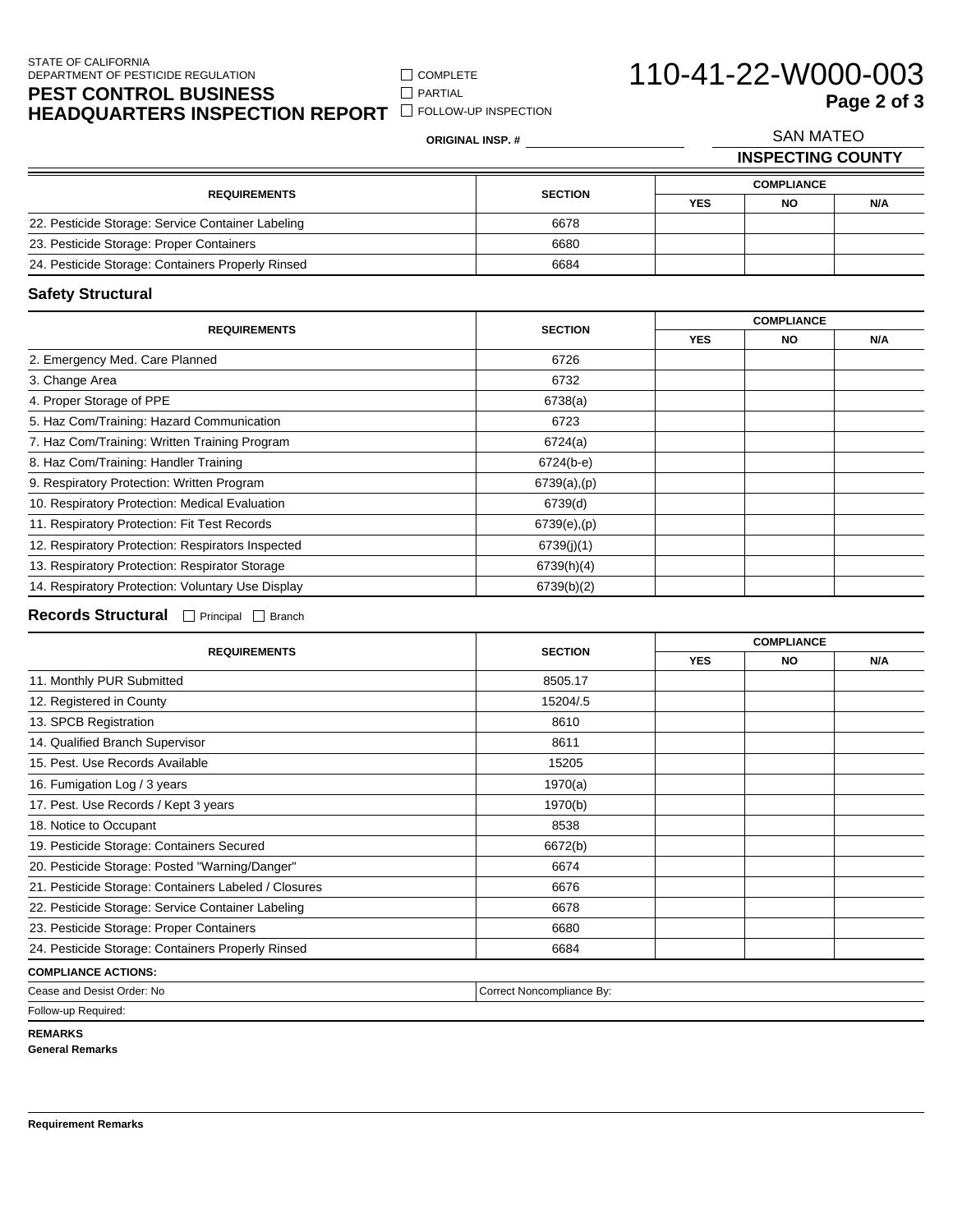STATE OF CALIFORNIA
DEPARTMENT OF PESTICIDE REGULATION

# PEST CONTROL BUSINESS HEADQUARTERS INSPECTION REPORT

☐ COMPLETE
☐ PARTIAL
☐ FOLLOW-UP INSPECTION

# 110-41-22-W000-003

**ORIGINAL INSP. #** ____________

SAN MATEO
**INSPECTING COUNTY**

| REQUIREMENTS | SECTION | COMPLIANCE | | |
|---|---|---|---|---|
| | | YES | NO | N/A |
| 22. Pesticide Storage: Service Container Labeling | 6678 | | | |
| 23. Pesticide Storage: Proper Containers | 6680 | | | |
| 24. Pesticide Storage: Containers Properly Rinsed | 6684 | | | |

## Safety Structural

| REQUIREMENTS | SECTION | COMPLIANCE | | |
|---|---|---|---|---|
| | | YES | NO | N/A |
| 2. Emergency Med. Care Planned | 6726 | | | |
| 3. Change Area | 6732 | | | |
| 4. Proper Storage of PPE | 6738(a) | | | |
| 5. Haz Com/Training: Hazard Communication | 6723 | | | |
| 7. Haz Com/Training: Written Training Program | 6724(a) | | | |
| 8. Haz Com/Training: Handler Training | 6724(b-e) | | | |
| 9. Respiratory Protection: Written Program | 6739(a),(p) | | | |
| 10. Respiratory Protection: Medical Evaluation | 6739(d) | | | |
| 11. Respiratory Protection: Fit Test Records | 6739(e),(p) | | | |
| 12. Respiratory Protection: Respirators Inspected | 6739(j)(1) | | | |
| 13. Respiratory Protection: Respirator Storage | 6739(h)(4) | | | |
| 14. Respiratory Protection: Voluntary Use Display | 6739(b)(2) | | | |

## Records Structural ☐ Principal ☐ Branch

| REQUIREMENTS | SECTION | COMPLIANCE | | |
|---|---|---|---|---|
| | | YES | NO | N/A |
| 11. Monthly PUR Submitted | 8505.17 | | | |
| 12. Registered in County | 15204/.5 | | | |
| 13. SPCB Registration | 8610 | | | |
| 14. Qualified Branch Supervisor | 8611 | | | |
| 15. Pest. Use Records Available | 15205 | | | |
| 16. Fumigation Log / 3 years | 1970(a) | | | |
| 17. Pest. Use Records / Kept 3 years | 1970(b) | | | |
| 18. Notice to Occupant | 8538 | | | |
| 19. Pesticide Storage: Containers Secured | 6672(b) | | | |
| 20. Pesticide Storage: Posted "Warning/Danger" | 6674 | | | |
| 21. Pesticide Storage: Containers Labeled / Closures | 6676 | | | |
| 22. Pesticide Storage: Service Container Labeling | 6678 | | | |
| 23. Pesticide Storage: Proper Containers | 6680 | | | |
| 24. Pesticide Storage: Containers Properly Rinsed | 6684 | | | |

**COMPLIANCE ACTIONS:**

| Cease and Desist Order: No | Correct Noncompliance By: |
|---|---|
| Follow-up Required: | |

**REMARKS**

**General Remarks**

**Requirement Remarks**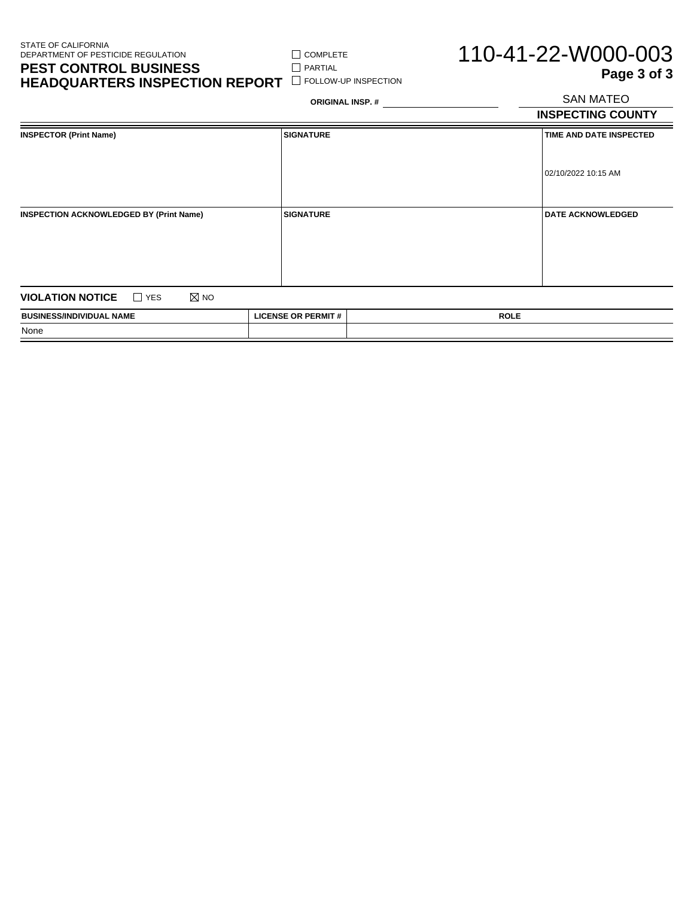STATE OF CALIFORNIA
DEPARTMENT OF PESTICIDE REGULATION

# PEST CONTROL BUSINESS HEADQUARTERS INSPECTION REPORT

☐ COMPLETE
☐ PARTIAL
☐ FOLLOW-UP INSPECTION

# 110-41-22-W000-003

**ORIGINAL INSP. #**

SAN MATEO
**INSPECTING COUNTY**

| INSPECTOR (Print Name) | SIGNATURE | TIME AND DATE INSPECTED |
|---|---|---|
| | | 02/10/2022 10:15 AM |

| INSPECTION ACKNOWLEDGED BY (Print Name) | SIGNATURE | DATE ACKNOWLEDGED |
|---|---|---|
| | | |

**VIOLATION NOTICE** ☐ YES ☒ NO

| BUSINESS/INDIVIDUAL NAME | LICENSE OR PERMIT # | ROLE |
|---|---|---|
| None | | |